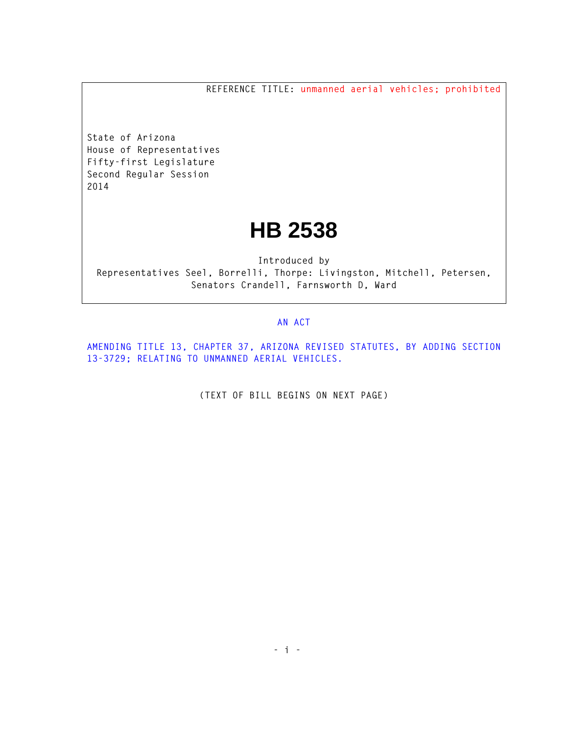REFERENCE TITLE: unmanned aerial vehicles; prohibited

State of Arizona
House of Representatives
Fifty-first Legislature
Second Regular Session
2014

# HB 2538

Introduced by
Representatives Seel, Borrelli, Thorpe: Livingston, Mitchell, Petersen, Senators Crandell, Farnsworth D, Ward

AN ACT

AMENDING TITLE 13, CHAPTER 37, ARIZONA REVISED STATUTES, BY ADDING SECTION 13-3729; RELATING TO UNMANNED AERIAL VEHICLES.

(TEXT OF BILL BEGINS ON NEXT PAGE)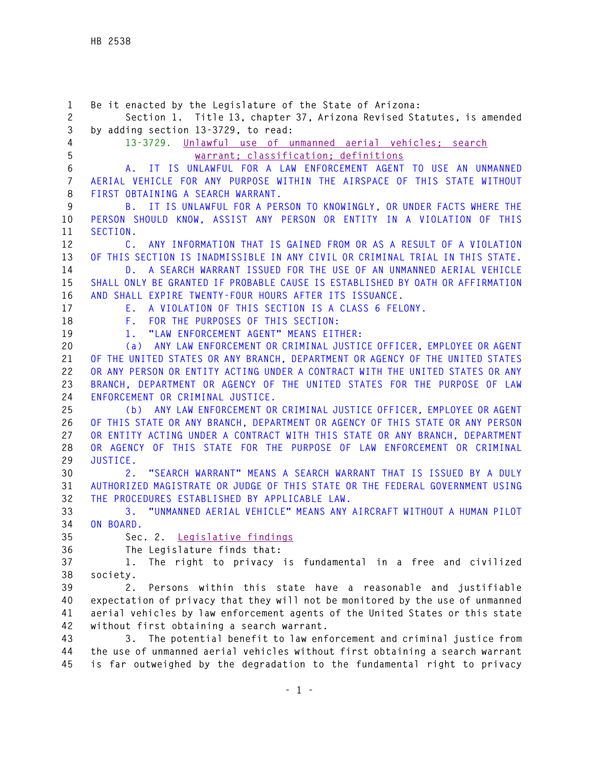Be it enacted by the Legislature of the State of Arizona:

Section 1. Title 13, chapter 37, Arizona Revised Statutes, is amended by adding section 13-3729, to read:

13-3729. Unlawful use of unmanned aerial vehicles; search warrant; classification; definitions

A. IT IS UNLAWFUL FOR A LAW ENFORCEMENT AGENT TO USE AN UNMANNED AERIAL VEHICLE FOR ANY PURPOSE WITHIN THE AIRSPACE OF THIS STATE WITHOUT FIRST OBTAINING A SEARCH WARRANT.

B. IT IS UNLAWFUL FOR A PERSON TO KNOWINGLY, OR UNDER FACTS WHERE THE PERSON SHOULD KNOW, ASSIST ANY PERSON OR ENTITY IN A VIOLATION OF THIS SECTION.

C. ANY INFORMATION THAT IS GAINED FROM OR AS A RESULT OF A VIOLATION OF THIS SECTION IS INADMISSIBLE IN ANY CIVIL OR CRIMINAL TRIAL IN THIS STATE.

D. A SEARCH WARRANT ISSUED FOR THE USE OF AN UNMANNED AERIAL VEHICLE SHALL ONLY BE GRANTED IF PROBABLE CAUSE IS ESTABLISHED BY OATH OR AFFIRMATION AND SHALL EXPIRE TWENTY-FOUR HOURS AFTER ITS ISSUANCE.

E. A VIOLATION OF THIS SECTION IS A CLASS 6 FELONY.

F. FOR THE PURPOSES OF THIS SECTION:

1. "LAW ENFORCEMENT AGENT" MEANS EITHER:

(a) ANY LAW ENFORCEMENT OR CRIMINAL JUSTICE OFFICER, EMPLOYEE OR AGENT OF THE UNITED STATES OR ANY BRANCH, DEPARTMENT OR AGENCY OF THE UNITED STATES OR ANY PERSON OR ENTITY ACTING UNDER A CONTRACT WITH THE UNITED STATES OR ANY BRANCH, DEPARTMENT OR AGENCY OF THE UNITED STATES FOR THE PURPOSE OF LAW ENFORCEMENT OR CRIMINAL JUSTICE.

(b) ANY LAW ENFORCEMENT OR CRIMINAL JUSTICE OFFICER, EMPLOYEE OR AGENT OF THIS STATE OR ANY BRANCH, DEPARTMENT OR AGENCY OF THIS STATE OR ANY PERSON OR ENTITY ACTING UNDER A CONTRACT WITH THIS STATE OR ANY BRANCH, DEPARTMENT OR AGENCY OF THIS STATE FOR THE PURPOSE OF LAW ENFORCEMENT OR CRIMINAL JUSTICE.

2. "SEARCH WARRANT" MEANS A SEARCH WARRANT THAT IS ISSUED BY A DULY AUTHORIZED MAGISTRATE OR JUDGE OF THIS STATE OR THE FEDERAL GOVERNMENT USING THE PROCEDURES ESTABLISHED BY APPLICABLE LAW.

3. "UNMANNED AERIAL VEHICLE" MEANS ANY AIRCRAFT WITHOUT A HUMAN PILOT ON BOARD.

Sec. 2. Legislative findings

The Legislature finds that:

1. The right to privacy is fundamental in a free and civilized society.

2. Persons within this state have a reasonable and justifiable expectation of privacy that they will not be monitored by the use of unmanned aerial vehicles by law enforcement agents of the United States or this state without first obtaining a search warrant.

3. The potential benefit to law enforcement and criminal justice from the use of unmanned aerial vehicles without first obtaining a search warrant is far outweighed by the degradation to the fundamental right to privacy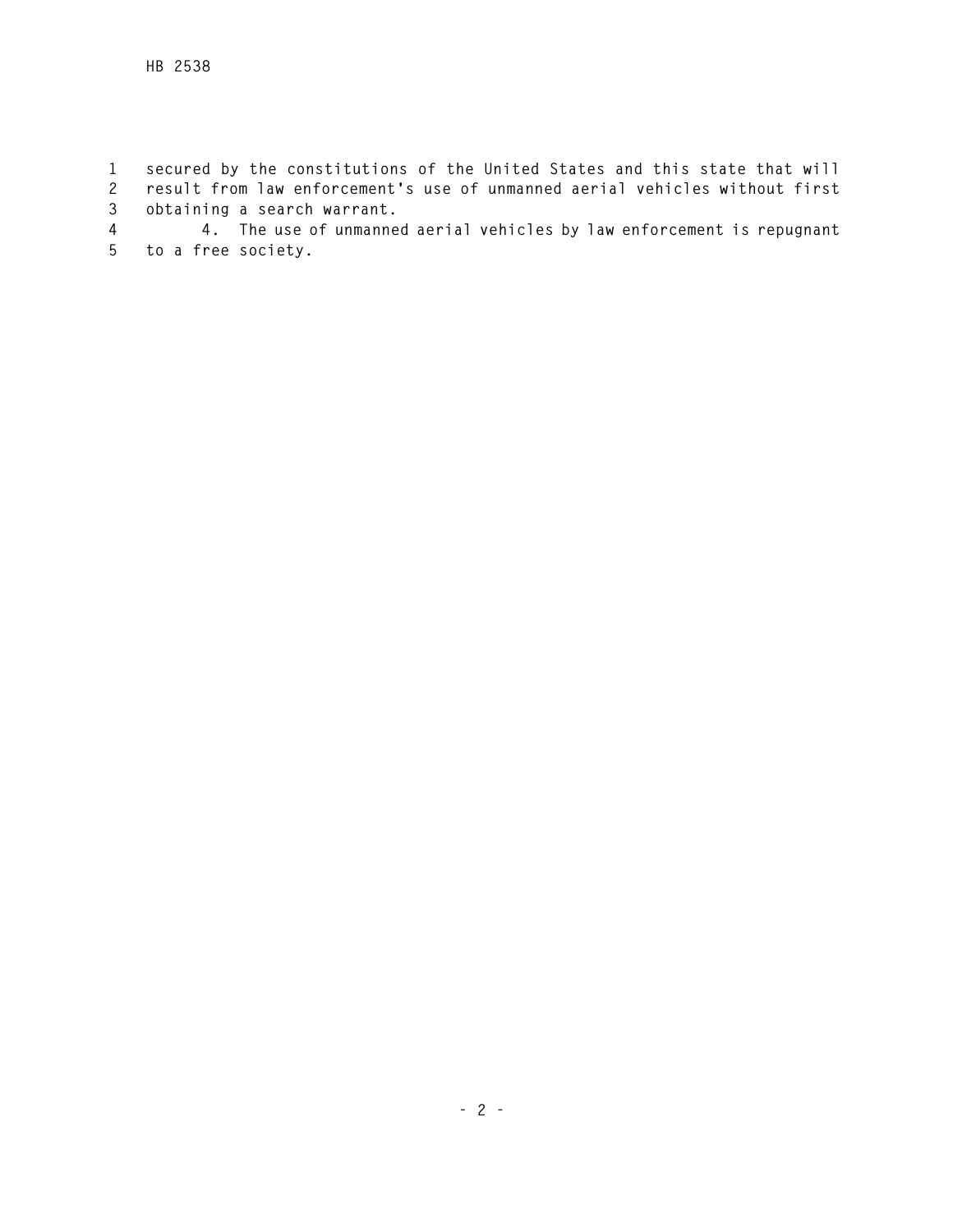secured by the constitutions of the United States and this state that will result from law enforcement's use of unmanned aerial vehicles without first obtaining a search warrant.

4. The use of unmanned aerial vehicles by law enforcement is repugnant to a free society.